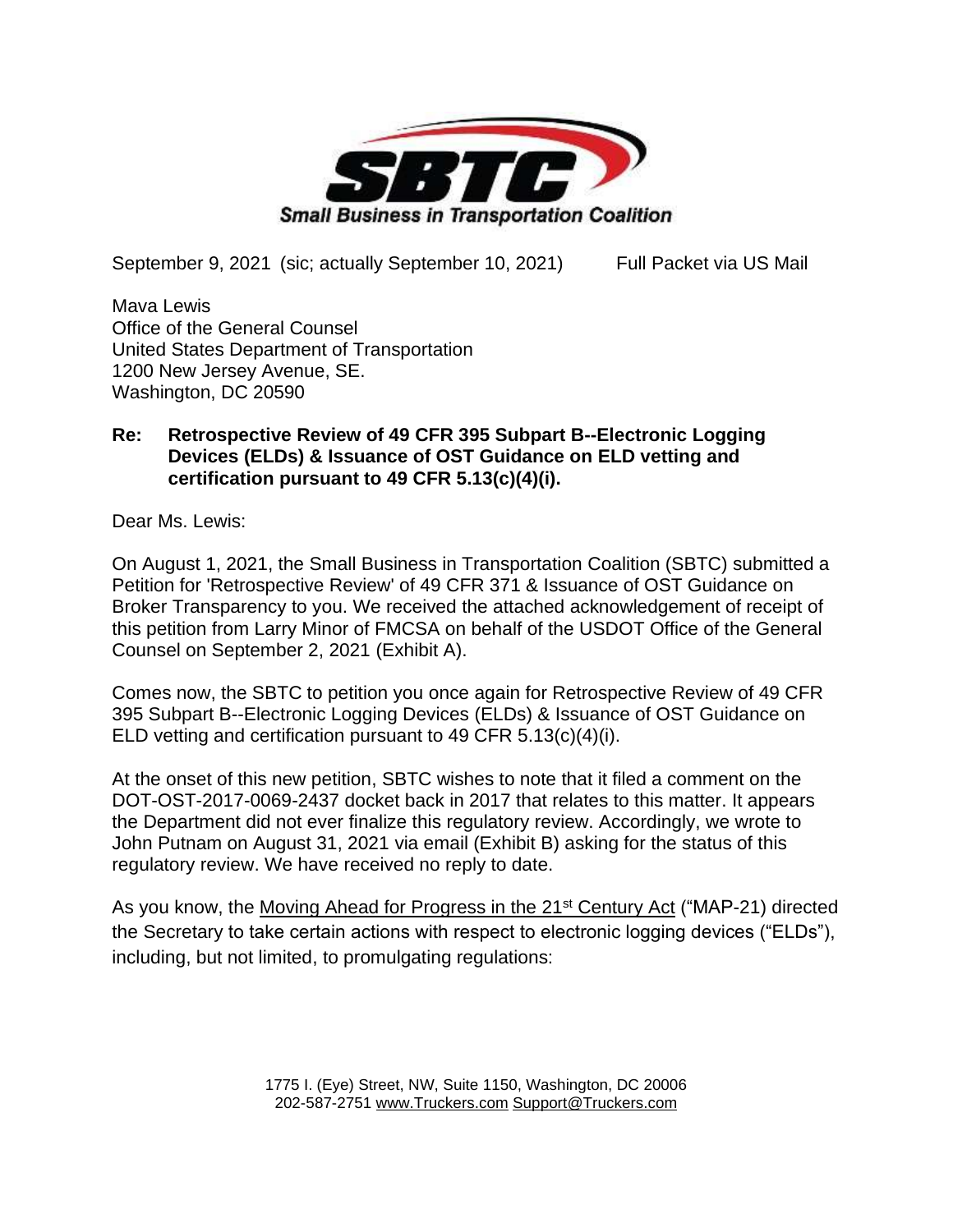**SBTC**
**Small Business in Transportation Coalition**

September 9, 2021 (sic; actually September 10, 2021) Full Packet via US Mail

Mava Lewis
Office of the General Counsel
United States Department of Transportation
1200 New Jersey Avenue, SE.
Washington, DC 20590

**Re: Retrospective Review of 49 CFR 395 Subpart B--Electronic Logging Devices (ELDs) & Issuance of OST Guidance on ELD vetting and certification pursuant to 49 CFR 5.13(c)(4)(i).**

Dear Ms. Lewis:

On August 1, 2021, the Small Business in Transportation Coalition (SBTC) submitted a Petition for 'Retrospective Review' of 49 CFR 371 & Issuance of OST Guidance on Broker Transparency to you. We received the attached acknowledgement of receipt of this petition from Larry Minor of FMCSA on behalf of the USDOT Office of the General Counsel on September 2, 2021 (Exhibit A).

Comes now, the SBTC to petition you once again for Retrospective Review of 49 CFR 395 Subpart B--Electronic Logging Devices (ELDs) & Issuance of OST Guidance on ELD vetting and certification pursuant to 49 CFR 5.13(c)(4)(i).

At the onset of this new petition, SBTC wishes to note that it filed a comment on the DOT-OST-2017-0069-2437 docket back in 2017 that relates to this matter. It appears the Department did not ever finalize this regulatory review. Accordingly, we wrote to John Putnam on August 31, 2021 via email (Exhibit B) asking for the status of this regulatory review. We have received no reply to date.

As you know, the Moving Ahead for Progress in the 21st Century Act ("MAP-21) directed the Secretary to take certain actions with respect to electronic logging devices ("ELDs"), including, but not limited, to promulgating regulations:

1775 I. (Eye) Street, NW, Suite 1150, Washington, DC 20006
202-587-2751 www.Truckers.com Support@Truckers.com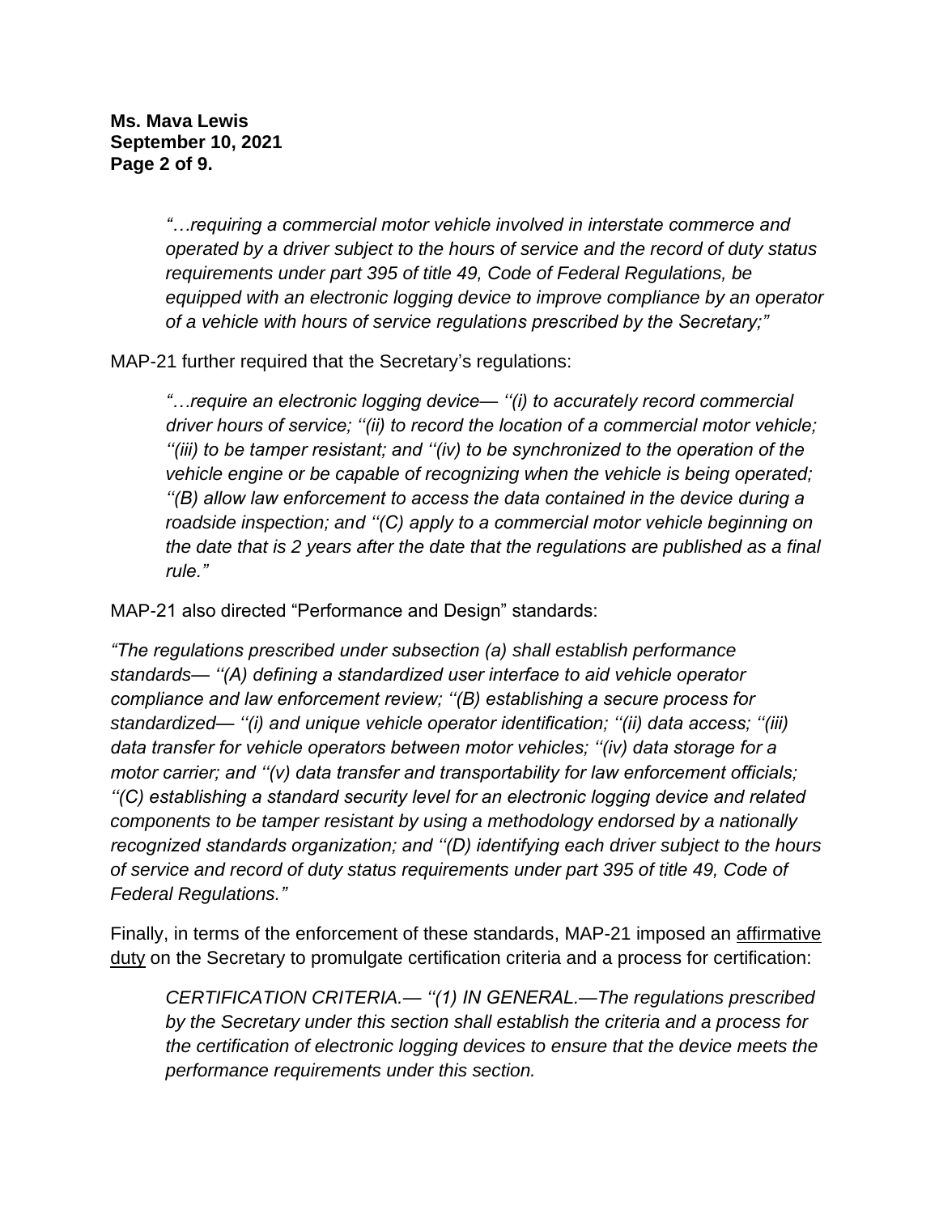*"…requiring a commercial motor vehicle involved in interstate commerce and operated by a driver subject to the hours of service and the record of duty status requirements under part 395 of title 49, Code of Federal Regulations, be equipped with an electronic logging device to improve compliance by an operator of a vehicle with hours of service regulations prescribed by the Secretary;"*

MAP-21 further required that the Secretary's regulations:

> *"…require an electronic logging device— ''(i) to accurately record commercial driver hours of service; ''(ii) to record the location of a commercial motor vehicle; ''(iii) to be tamper resistant; and ''(iv) to be synchronized to the operation of the vehicle engine or be capable of recognizing when the vehicle is being operated; ''(B) allow law enforcement to access the data contained in the device during a roadside inspection; and ''(C) apply to a commercial motor vehicle beginning on the date that is 2 years after the date that the regulations are published as a final rule."*

MAP-21 also directed "Performance and Design" standards:

*"The regulations prescribed under subsection (a) shall establish performance standards— ''(A) defining a standardized user interface to aid vehicle operator compliance and law enforcement review; ''(B) establishing a secure process for standardized— ''(i) and unique vehicle operator identification; ''(ii) data access; ''(iii) data transfer for vehicle operators between motor vehicles; ''(iv) data storage for a motor carrier; and ''(v) data transfer and transportability for law enforcement officials; ''(C) establishing a standard security level for an electronic logging device and related components to be tamper resistant by using a methodology endorsed by a nationally recognized standards organization; and ''(D) identifying each driver subject to the hours of service and record of duty status requirements under part 395 of title 49, Code of Federal Regulations."*

Finally, in terms of the enforcement of these standards, MAP-21 imposed an <u>affirmative duty</u> on the Secretary to promulgate certification criteria and a process for certification:

> *CERTIFICATION CRITERIA.— ''(1) IN GENERAL.—The regulations prescribed by the Secretary under this section shall establish the criteria and a process for the certification of electronic logging devices to ensure that the device meets the performance requirements under this section.*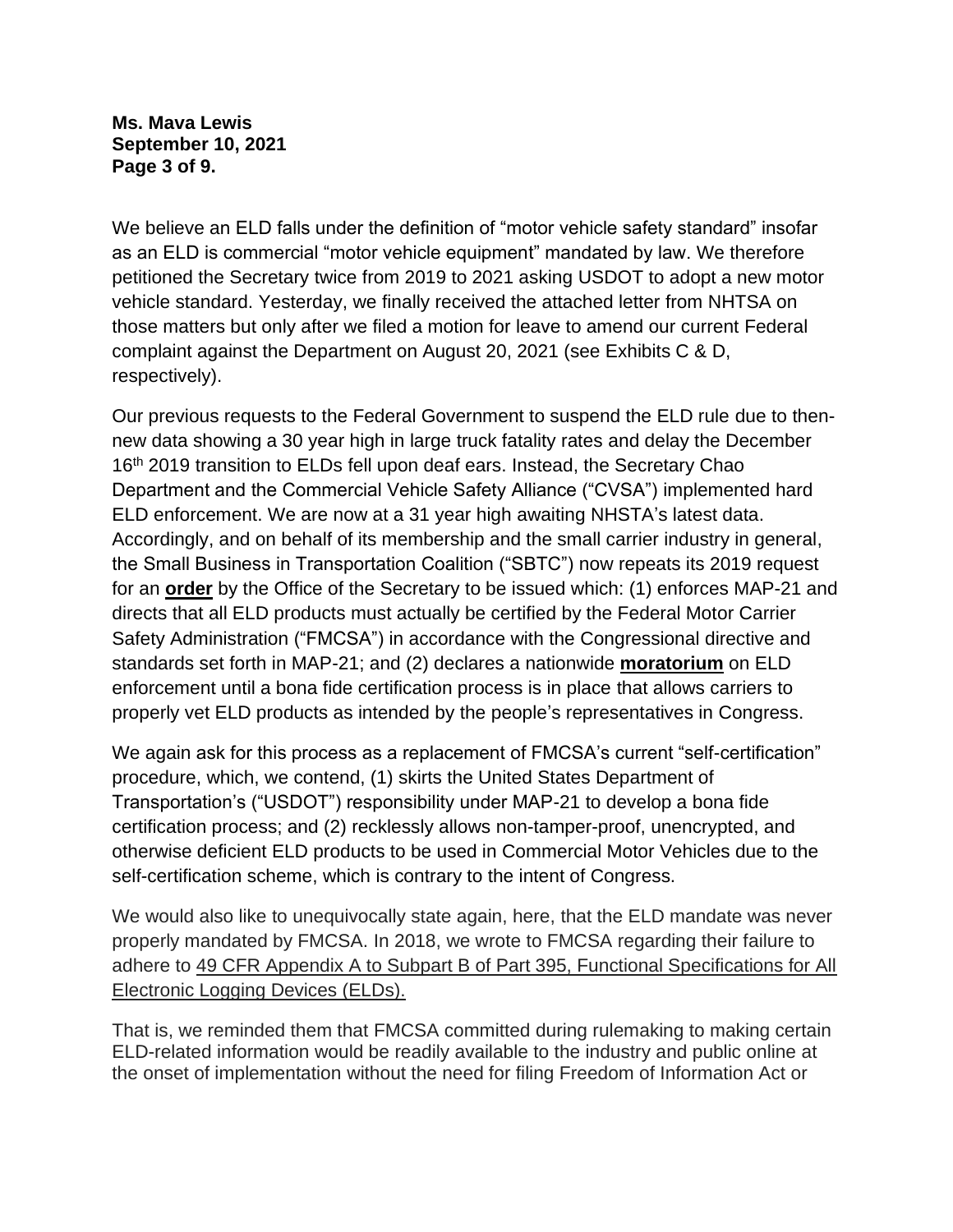We believe an ELD falls under the definition of "motor vehicle safety standard" insofar as an ELD is commercial "motor vehicle equipment" mandated by law. We therefore petitioned the Secretary twice from 2019 to 2021 asking USDOT to adopt a new motor vehicle standard. Yesterday, we finally received the attached letter from NHTSA on those matters but only after we filed a motion for leave to amend our current Federal complaint against the Department on August 20, 2021 (see Exhibits C & D, respectively).

Our previous requests to the Federal Government to suspend the ELD rule due to then-new data showing a 30 year high in large truck fatality rates and delay the December 16th 2019 transition to ELDs fell upon deaf ears. Instead, the Secretary Chao Department and the Commercial Vehicle Safety Alliance ("CVSA") implemented hard ELD enforcement. We are now at a 31 year high awaiting NHSTA's latest data. Accordingly, and on behalf of its membership and the small carrier industry in general, the Small Business in Transportation Coalition ("SBTC") now repeats its 2019 request for an **order** by the Office of the Secretary to be issued which: (1) enforces MAP-21 and directs that all ELD products must actually be certified by the Federal Motor Carrier Safety Administration ("FMCSA") in accordance with the Congressional directive and standards set forth in MAP-21; and (2) declares a nationwide **moratorium** on ELD enforcement until a bona fide certification process is in place that allows carriers to properly vet ELD products as intended by the people's representatives in Congress.

We again ask for this process as a replacement of FMCSA's current "self-certification" procedure, which, we contend, (1) skirts the United States Department of Transportation's ("USDOT") responsibility under MAP-21 to develop a bona fide certification process; and (2) recklessly allows non-tamper-proof, unencrypted, and otherwise deficient ELD products to be used in Commercial Motor Vehicles due to the self-certification scheme, which is contrary to the intent of Congress.

We would also like to unequivocally state again, here, that the ELD mandate was never properly mandated by FMCSA. In 2018, we wrote to FMCSA regarding their failure to adhere to 49 CFR Appendix A to Subpart B of Part 395, Functional Specifications for All Electronic Logging Devices (ELDs).

That is, we reminded them that FMCSA committed during rulemaking to making certain ELD-related information would be readily available to the industry and public online at the onset of implementation without the need for filing Freedom of Information Act or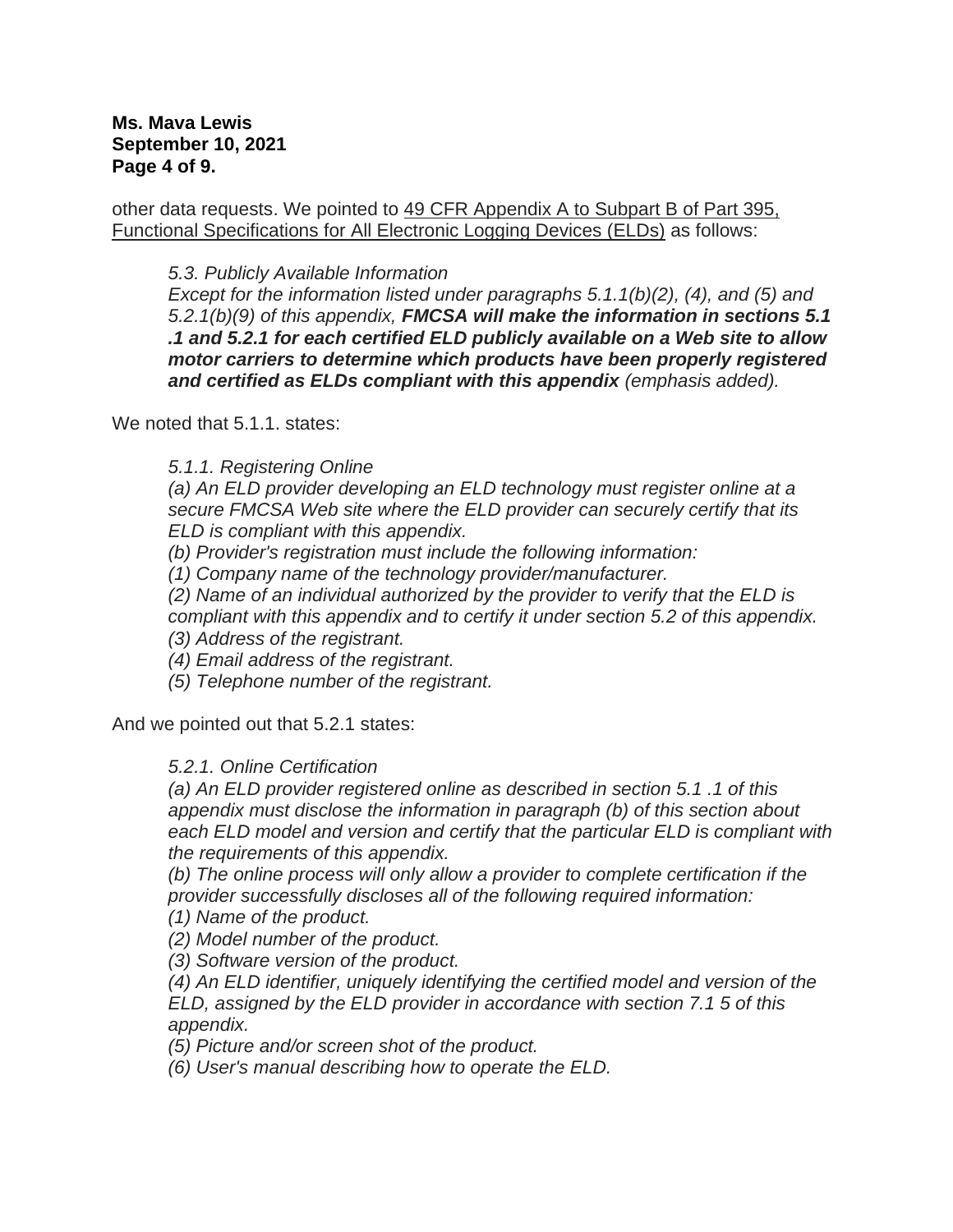other data requests. We pointed to 49 CFR Appendix A to Subpart B of Part 395, Functional Specifications for All Electronic Logging Devices (ELDs) as follows:

> *5.3. Publicly Available Information*
> *Except for the information listed under paragraphs 5.1.1(b)(2), (4), and (5) and 5.2.1(b)(9) of this appendix,* ***FMCSA will make the information in sections 5.1 .1 and 5.2.1 for each certified ELD publicly available on a Web site to allow motor carriers to determine which products have been properly registered and certified as ELDs compliant with this appendix*** *(emphasis added).*

We noted that 5.1.1. states:

> *5.1.1. Registering Online*
> *(a) An ELD provider developing an ELD technology must register online at a secure FMCSA Web site where the ELD provider can securely certify that its ELD is compliant with this appendix.*
> *(b) Provider's registration must include the following information:*
> *(1) Company name of the technology provider/manufacturer.*
> *(2) Name of an individual authorized by the provider to verify that the ELD is compliant with this appendix and to certify it under section 5.2 of this appendix.*
> *(3) Address of the registrant.*
> *(4) Email address of the registrant.*
> *(5) Telephone number of the registrant.*

And we pointed out that 5.2.1 states:

> *5.2.1. Online Certification*
> *(a) An ELD provider registered online as described in section 5.1 .1 of this appendix must disclose the information in paragraph (b) of this section about each ELD model and version and certify that the particular ELD is compliant with the requirements of this appendix.*
> *(b) The online process will only allow a provider to complete certification if the provider successfully discloses all of the following required information:*
> *(1) Name of the product.*
> *(2) Model number of the product.*
> *(3) Software version of the product.*
> *(4) An ELD identifier, uniquely identifying the certified model and version of the ELD, assigned by the ELD provider in accordance with section 7.1 5 of this appendix.*
> *(5) Picture and/or screen shot of the product.*
> *(6) User's manual describing how to operate the ELD.*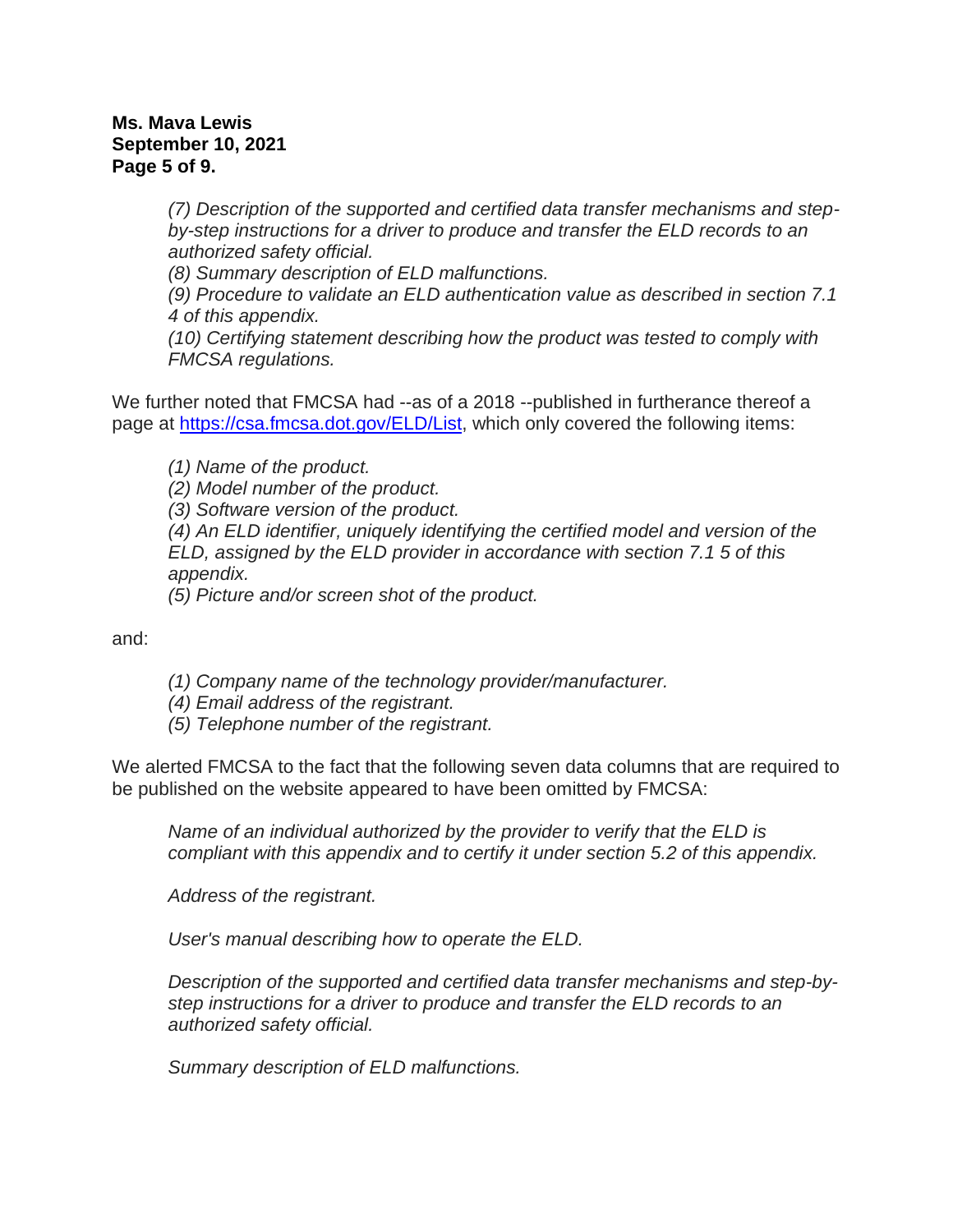*(7) Description of the supported and certified data transfer mechanisms and step-by-step instructions for a driver to produce and transfer the ELD records to an authorized safety official.*
*(8) Summary description of ELD malfunctions.*
*(9) Procedure to validate an ELD authentication value as described in section 7.1 4 of this appendix.*
*(10) Certifying statement describing how the product was tested to comply with FMCSA regulations.*

We further noted that FMCSA had --as of a 2018 --published in furtherance thereof a page at https://csa.fmcsa.dot.gov/ELD/List, which only covered the following items:

*(1) Name of the product.*
*(2) Model number of the product.*
*(3) Software version of the product.*
*(4) An ELD identifier, uniquely identifying the certified model and version of the ELD, assigned by the ELD provider in accordance with section 7.1 5 of this appendix.*
*(5) Picture and/or screen shot of the product.*

and:

*(1) Company name of the technology provider/manufacturer.*
*(4) Email address of the registrant.*
*(5) Telephone number of the registrant.*

We alerted FMCSA to the fact that the following seven data columns that are required to be published on the website appeared to have been omitted by FMCSA:

*Name of an individual authorized by the provider to verify that the ELD is compliant with this appendix and to certify it under section 5.2 of this appendix.*

*Address of the registrant.*

*User's manual describing how to operate the ELD.*

*Description of the supported and certified data transfer mechanisms and step-by-step instructions for a driver to produce and transfer the ELD records to an authorized safety official.*

*Summary description of ELD malfunctions.*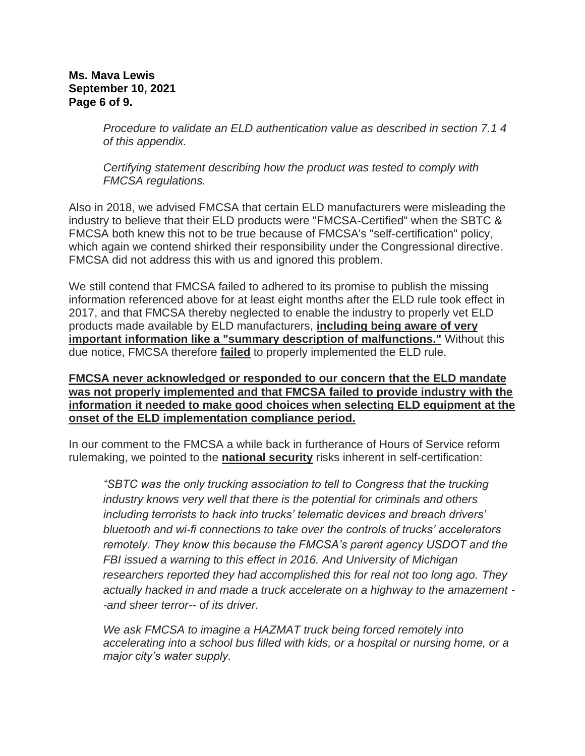*Procedure to validate an ELD authentication value as described in section 7.1 4 of this appendix.*

*Certifying statement describing how the product was tested to comply with FMCSA regulations.*

Also in 2018, we advised FMCSA that certain ELD manufacturers were misleading the industry to believe that their ELD products were "FMCSA-Certified" when the SBTC & FMCSA both knew this not to be true because of FMCSA's "self-certification" policy, which again we contend shirked their responsibility under the Congressional directive. FMCSA did not address this with us and ignored this problem.

We still contend that FMCSA failed to adhered to its promise to publish the missing information referenced above for at least eight months after the ELD rule took effect in 2017, and that FMCSA thereby neglected to enable the industry to properly vet ELD products made available by ELD manufacturers, **<u>including being aware of very important information like a "summary description of malfunctions."</u>** Without this due notice, FMCSA therefore **<u>failed</u>** to properly implemented the ELD rule.

**<u>FMCSA never acknowledged or responded to our concern that the ELD mandate was not properly implemented and that FMCSA failed to provide industry with the information it needed to make good choices when selecting ELD equipment at the onset of the ELD implementation compliance period.</u>**

In our comment to the FMCSA a while back in furtherance of Hours of Service reform rulemaking, we pointed to the **<u>national security</u>** risks inherent in self-certification:

*"SBTC was the only trucking association to tell to Congress that the trucking industry knows very well that there is the potential for criminals and others including terrorists to hack into trucks' telematic devices and breach drivers' bluetooth and wi-fi connections to take over the controls of trucks' accelerators remotely. They know this because the FMCSA's parent agency USDOT and the FBI issued a warning to this effect in 2016. And University of Michigan researchers reported they had accomplished this for real not too long ago. They actually hacked in and made a truck accelerate on a highway to the amazement --and sheer terror-- of its driver.*

*We ask FMCSA to imagine a HAZMAT truck being forced remotely into accelerating into a school bus filled with kids, or a hospital or nursing home, or a major city's water supply.*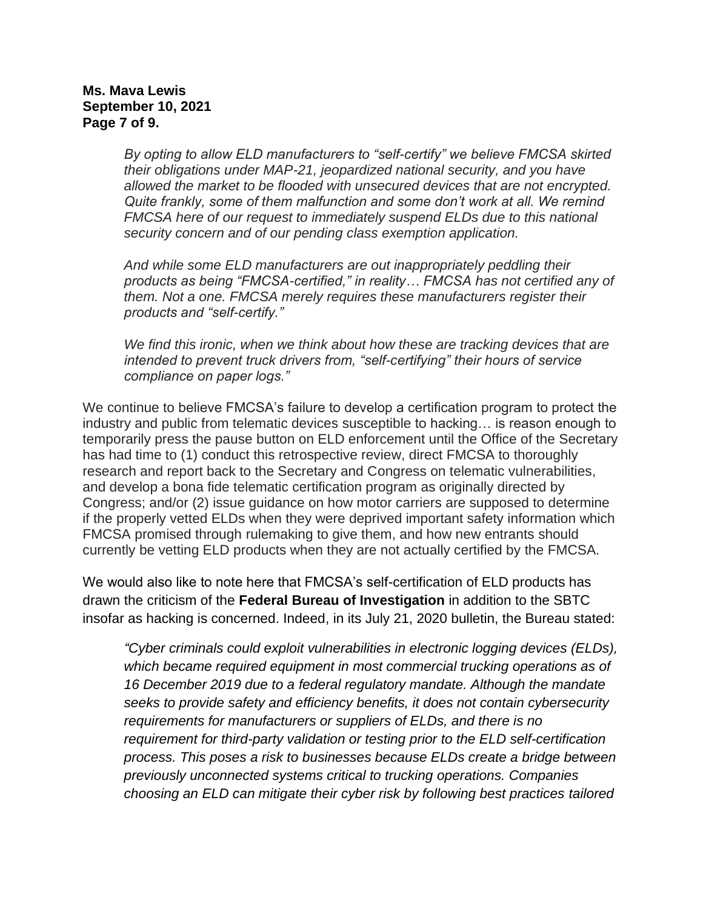*By opting to allow ELD manufacturers to "self-certify" we believe FMCSA skirted their obligations under MAP-21, jeopardized national security, and you have allowed the market to be flooded with unsecured devices that are not encrypted. Quite frankly, some of them malfunction and some don't work at all. We remind FMCSA here of our request to immediately suspend ELDs due to this national security concern and of our pending class exemption application.*

*And while some ELD manufacturers are out inappropriately peddling their products as being "FMCSA-certified," in reality… FMCSA has not certified any of them. Not a one. FMCSA merely requires these manufacturers register their products and "self-certify."*

*We find this ironic, when we think about how these are tracking devices that are intended to prevent truck drivers from, "self-certifying" their hours of service compliance on paper logs."*

We continue to believe FMCSA's failure to develop a certification program to protect the industry and public from telematic devices susceptible to hacking… is reason enough to temporarily press the pause button on ELD enforcement until the Office of the Secretary has had time to (1) conduct this retrospective review, direct FMCSA to thoroughly research and report back to the Secretary and Congress on telematic vulnerabilities, and develop a bona fide telematic certification program as originally directed by Congress; and/or (2) issue guidance on how motor carriers are supposed to determine if the properly vetted ELDs when they were deprived important safety information which FMCSA promised through rulemaking to give them, and how new entrants should currently be vetting ELD products when they are not actually certified by the FMCSA.

We would also like to note here that FMCSA's self-certification of ELD products has drawn the criticism of the **Federal Bureau of Investigation** in addition to the SBTC insofar as hacking is concerned. Indeed, in its July 21, 2020 bulletin, the Bureau stated:

*"Cyber criminals could exploit vulnerabilities in electronic logging devices (ELDs), which became required equipment in most commercial trucking operations as of 16 December 2019 due to a federal regulatory mandate. Although the mandate seeks to provide safety and efficiency benefits, it does not contain cybersecurity requirements for manufacturers or suppliers of ELDs, and there is no requirement for third-party validation or testing prior to the ELD self-certification process. This poses a risk to businesses because ELDs create a bridge between previously unconnected systems critical to trucking operations. Companies choosing an ELD can mitigate their cyber risk by following best practices tailored*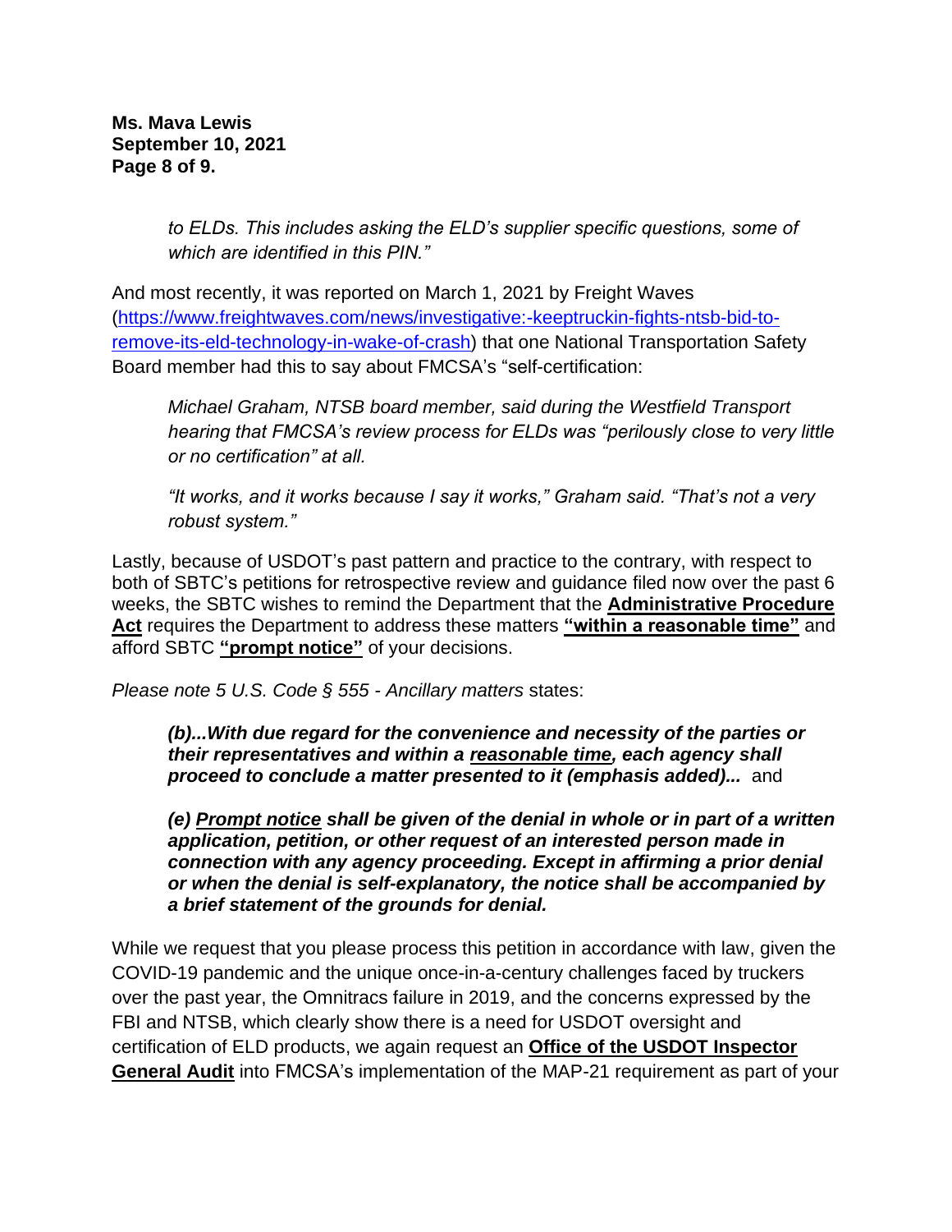*to ELDs. This includes asking the ELD's supplier specific questions, some of which are identified in this PIN."*

And most recently, it was reported on March 1, 2021 by Freight Waves ([https://www.freightwaves.com/news/investigative:-keeptruckin-fights-ntsb-bid-to-remove-its-eld-technology-in-wake-of-crash](https://www.freightwaves.com/news/investigative:-keeptruckin-fights-ntsb-bid-to-remove-its-eld-technology-in-wake-of-crash)) that one National Transportation Safety Board member had this to say about FMCSA's "self-certification:

> *Michael Graham, NTSB board member, said during the Westfield Transport hearing that FMCSA's review process for ELDs was "perilously close to very little or no certification" at all.*
>
> *"It works, and it works because I say it works," Graham said. "That's not a very robust system."*

Lastly, because of USDOT's past pattern and practice to the contrary, with respect to both of SBTC's petitions for retrospective review and guidance filed now over the past 6 weeks, the SBTC wishes to remind the Department that the **<u>Administrative Procedure Act</u>** requires the Department to address these matters **<u>"within a reasonable time"</u>** and afford SBTC **<u>"prompt notice"</u>** of your decisions.

*Please note 5 U.S. Code § 555 - Ancillary matters* states:

> ***(b)...With due regard for the convenience and necessity of the parties or their representatives and within a <u>reasonable time</u>, each agency shall proceed to conclude a matter presented to it (emphasis added)...*** and
>
> ***(e) <u>Prompt notice</u> shall be given of the denial in whole or in part of a written application, petition, or other request of an interested person made in connection with any agency proceeding. Except in affirming a prior denial or when the denial is self-explanatory, the notice shall be accompanied by a brief statement of the grounds for denial.***

While we request that you please process this petition in accordance with law, given the COVID-19 pandemic and the unique once-in-a-century challenges faced by truckers over the past year, the Omnitracs failure in 2019, and the concerns expressed by the FBI and NTSB, which clearly show there is a need for USDOT oversight and certification of ELD products, we again request an **<u>Office of the USDOT Inspector General Audit</u>** into FMCSA's implementation of the MAP-21 requirement as part of your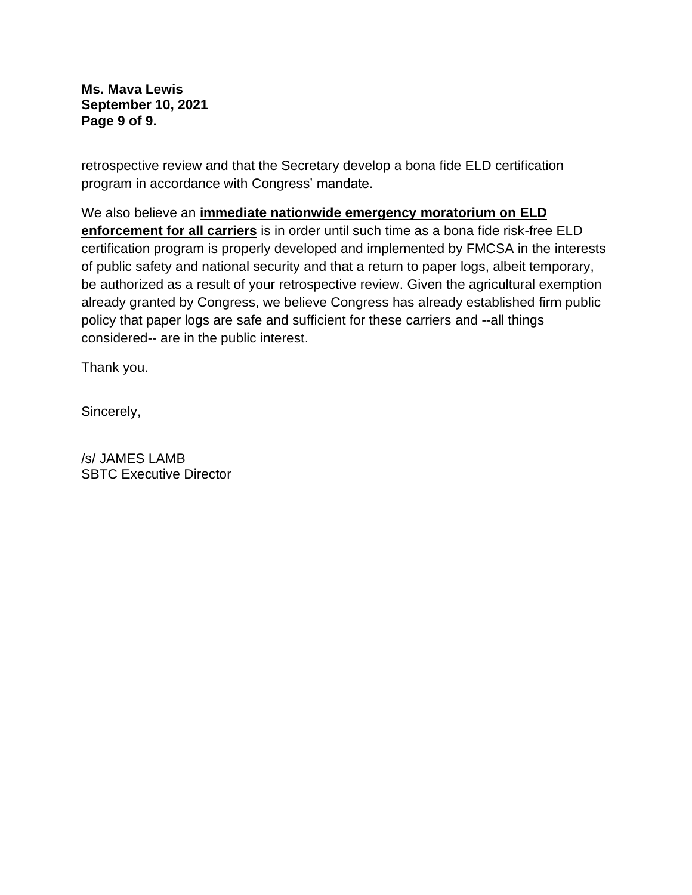retrospective review and that the Secretary develop a bona fide ELD certification program in accordance with Congress' mandate.

We also believe an **immediate nationwide emergency moratorium on ELD enforcement for all carriers** is in order until such time as a bona fide risk-free ELD certification program is properly developed and implemented by FMCSA in the interests of public safety and national security and that a return to paper logs, albeit temporary, be authorized as a result of your retrospective review. Given the agricultural exemption already granted by Congress, we believe Congress has already established firm public policy that paper logs are safe and sufficient for these carriers and --all things considered-- are in the public interest.

Thank you.

Sincerely,

/s/ JAMES LAMB
SBTC Executive Director